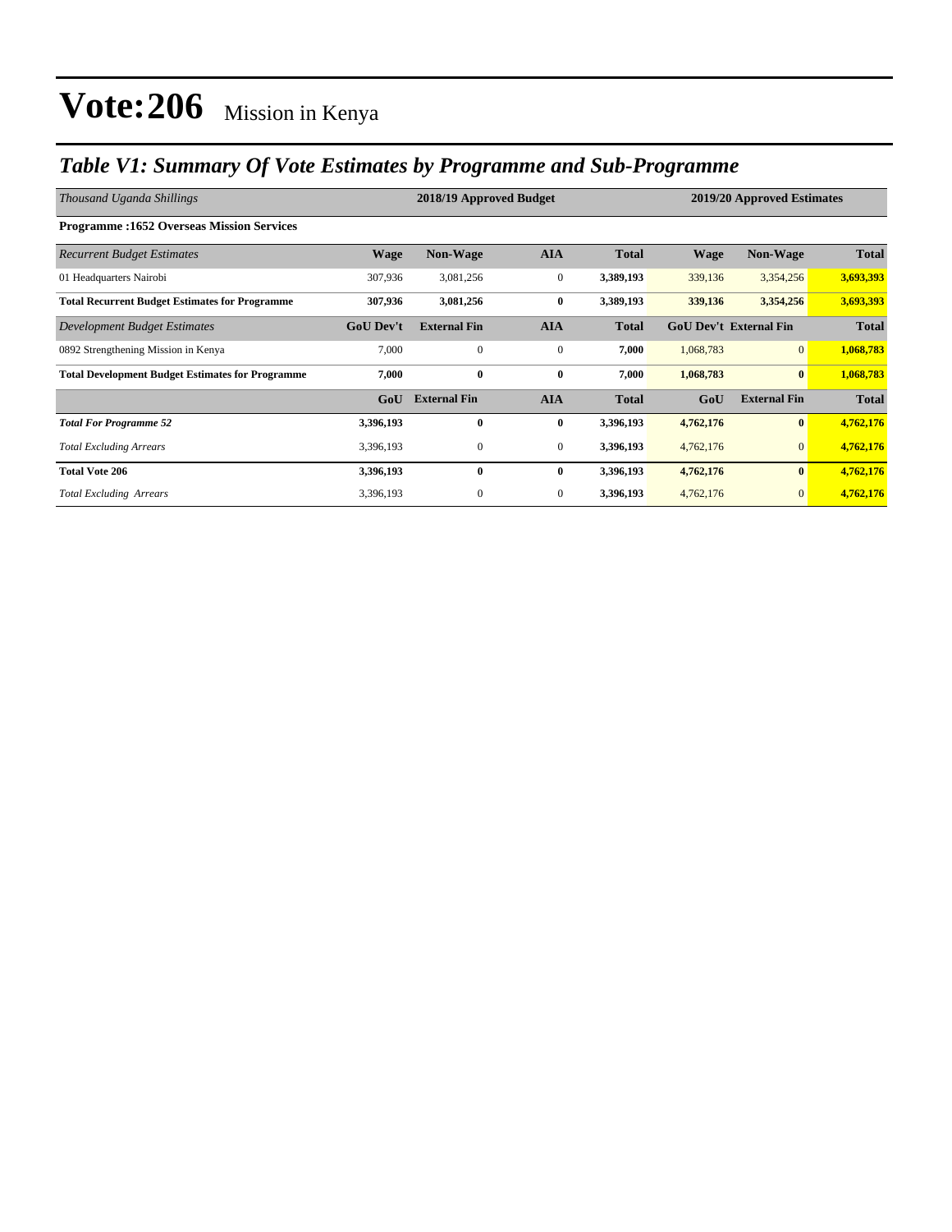# Vote:206 Mission in Kenya

## *Table V1: Summary Of Vote Estimates by Programme and Sub-Programme*

| *Thousand Uganda Shillings* | 2018/19 Approved Budget | | | | 2019/20 Approved Estimates | | |
|---|---|---|---|---|---|---|---|
| **Programme :1652 Overseas Mission Services** | | | | | | | |
| *Recurrent Budget Estimates* | **Wage** | **Non-Wage** | **AIA** | **Total** | **Wage** | **Non-Wage** | **Total** |
| 01 Headquarters Nairobi | 307,936 | 3,081,256 | 0 | **3,389,193** | 339,136 | 3,354,256 | **3,693,393** |
| **Total Recurrent Budget Estimates for Programme** | **307,936** | **3,081,256** | **0** | **3,389,193** | **339,136** | **3,354,256** | **3,693,393** |
| *Development Budget Estimates* | **GoU Dev't** | **External Fin** | **AIA** | **Total** | **GoU Dev't** | **External Fin** | **Total** |
| 0892 Strengthening Mission in Kenya | 7,000 | 0 | 0 | **7,000** | 1,068,783 | 0 | **1,068,783** |
| **Total Development Budget Estimates for Programme** | **7,000** | **0** | **0** | **7,000** | **1,068,783** | **0** | **1,068,783** |
| | **GoU** | **External Fin** | **AIA** | **Total** | **GoU** | **External Fin** | **Total** |
| ***Total For Programme 52*** | **3,396,193** | **0** | **0** | **3,396,193** | **4,762,176** | **0** | **4,762,176** |
| *Total Excluding Arrears* | 3,396,193 | 0 | 0 | **3,396,193** | 4,762,176 | 0 | **4,762,176** |
| **Total Vote 206** | **3,396,193** | **0** | **0** | **3,396,193** | **4,762,176** | **0** | **4,762,176** |
| *Total Excluding Arrears* | 3,396,193 | 0 | 0 | **3,396,193** | 4,762,176 | 0 | **4,762,176** |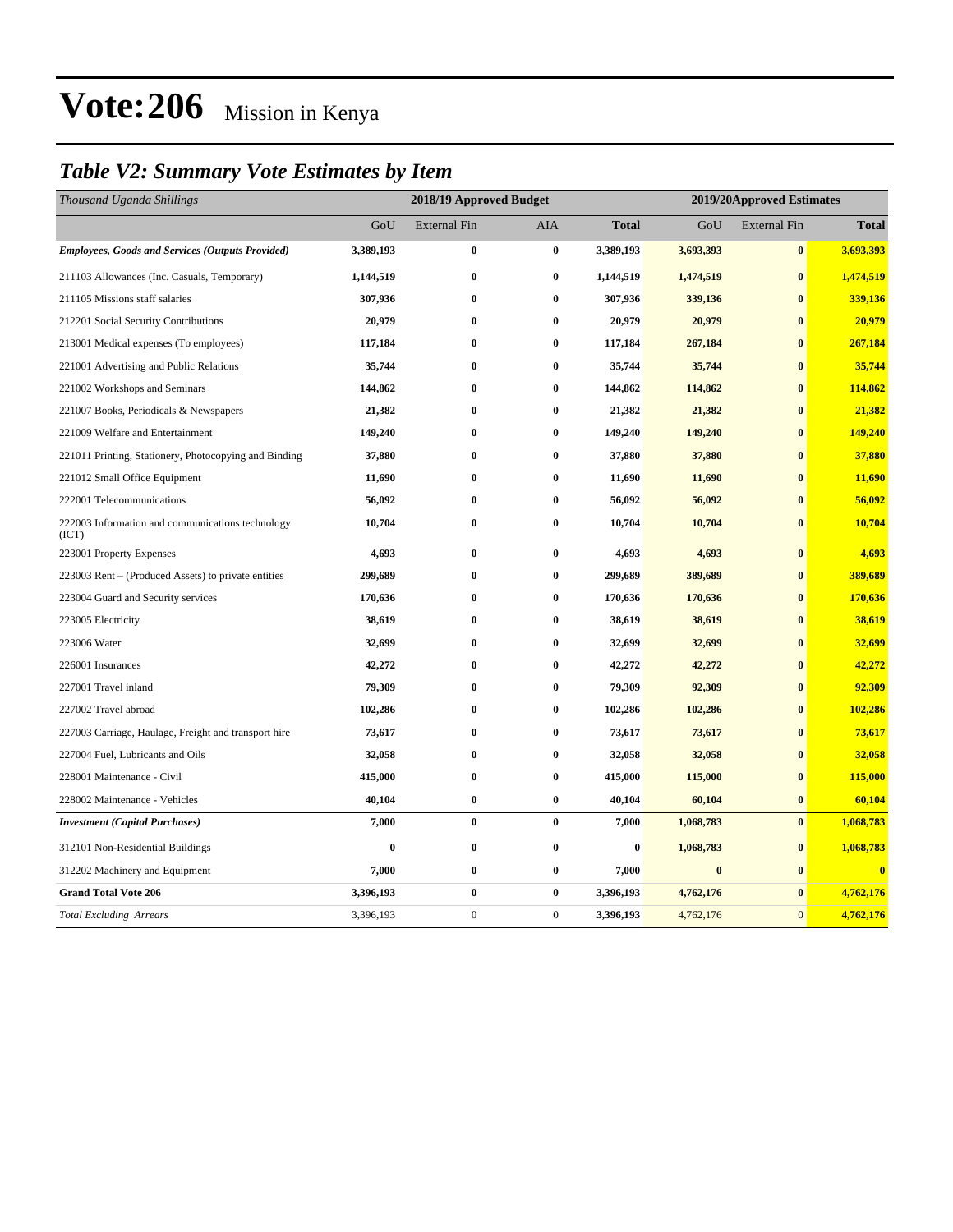# Vote:206 Mission in Kenya

## *Table V2: Summary Vote Estimates by Item*

| *Thousand Uganda Shillings* | 2018/19 Approved Budget | | | | 2019/20Approved Estimates | | |
|---|---|---|---|---|---|---|---|
| | GoU | External Fin | AIA | Total | GoU | External Fin | Total |
| ***Employees, Goods and Services (Outputs Provided)*** | **3,389,193** | **0** | **0** | **3,389,193** | **3,693,393** | **0** | **3,693,393** |
| 211103 Allowances (Inc. Casuals, Temporary) | **1,144,519** | **0** | **0** | **1,144,519** | **1,474,519** | **0** | **1,474,519** |
| 211105 Missions staff salaries | **307,936** | **0** | **0** | **307,936** | **339,136** | **0** | **339,136** |
| 212201 Social Security Contributions | **20,979** | **0** | **0** | **20,979** | **20,979** | **0** | **20,979** |
| 213001 Medical expenses (To employees) | **117,184** | **0** | **0** | **117,184** | **267,184** | **0** | **267,184** |
| 221001 Advertising and Public Relations | **35,744** | **0** | **0** | **35,744** | **35,744** | **0** | **35,744** |
| 221002 Workshops and Seminars | **144,862** | **0** | **0** | **144,862** | **114,862** | **0** | **114,862** |
| 221007 Books, Periodicals & Newspapers | **21,382** | **0** | **0** | **21,382** | **21,382** | **0** | **21,382** |
| 221009 Welfare and Entertainment | **149,240** | **0** | **0** | **149,240** | **149,240** | **0** | **149,240** |
| 221011 Printing, Stationery, Photocopying and Binding | **37,880** | **0** | **0** | **37,880** | **37,880** | **0** | **37,880** |
| 221012 Small Office Equipment | **11,690** | **0** | **0** | **11,690** | **11,690** | **0** | **11,690** |
| 222001 Telecommunications | **56,092** | **0** | **0** | **56,092** | **56,092** | **0** | **56,092** |
| 222003 Information and communications technology (ICT) | **10,704** | **0** | **0** | **10,704** | **10,704** | **0** | **10,704** |
| 223001 Property Expenses | **4,693** | **0** | **0** | **4,693** | **4,693** | **0** | **4,693** |
| 223003 Rent – (Produced Assets) to private entities | **299,689** | **0** | **0** | **299,689** | **389,689** | **0** | **389,689** |
| 223004 Guard and Security services | **170,636** | **0** | **0** | **170,636** | **170,636** | **0** | **170,636** |
| 223005 Electricity | **38,619** | **0** | **0** | **38,619** | **38,619** | **0** | **38,619** |
| 223006 Water | **32,699** | **0** | **0** | **32,699** | **32,699** | **0** | **32,699** |
| 226001 Insurances | **42,272** | **0** | **0** | **42,272** | **42,272** | **0** | **42,272** |
| 227001 Travel inland | **79,309** | **0** | **0** | **79,309** | **92,309** | **0** | **92,309** |
| 227002 Travel abroad | **102,286** | **0** | **0** | **102,286** | **102,286** | **0** | **102,286** |
| 227003 Carriage, Haulage, Freight and transport hire | **73,617** | **0** | **0** | **73,617** | **73,617** | **0** | **73,617** |
| 227004 Fuel, Lubricants and Oils | **32,058** | **0** | **0** | **32,058** | **32,058** | **0** | **32,058** |
| 228001 Maintenance - Civil | **415,000** | **0** | **0** | **415,000** | **115,000** | **0** | **115,000** |
| 228002 Maintenance - Vehicles | **40,104** | **0** | **0** | **40,104** | **60,104** | **0** | **60,104** |
| ***Investment (Capital Purchases)*** | **7,000** | **0** | **0** | **7,000** | **1,068,783** | **0** | **1,068,783** |
| 312101 Non-Residential Buildings | **0** | **0** | **0** | **0** | **1,068,783** | **0** | **1,068,783** |
| 312202 Machinery and Equipment | **7,000** | **0** | **0** | **7,000** | **0** | **0** | **0** |
| **Grand Total Vote 206** | **3,396,193** | **0** | **0** | **3,396,193** | **4,762,176** | **0** | **4,762,176** |
| *Total Excluding Arrears* | 3,396,193 | 0 | 0 | **3,396,193** | 4,762,176 | 0 | **4,762,176** |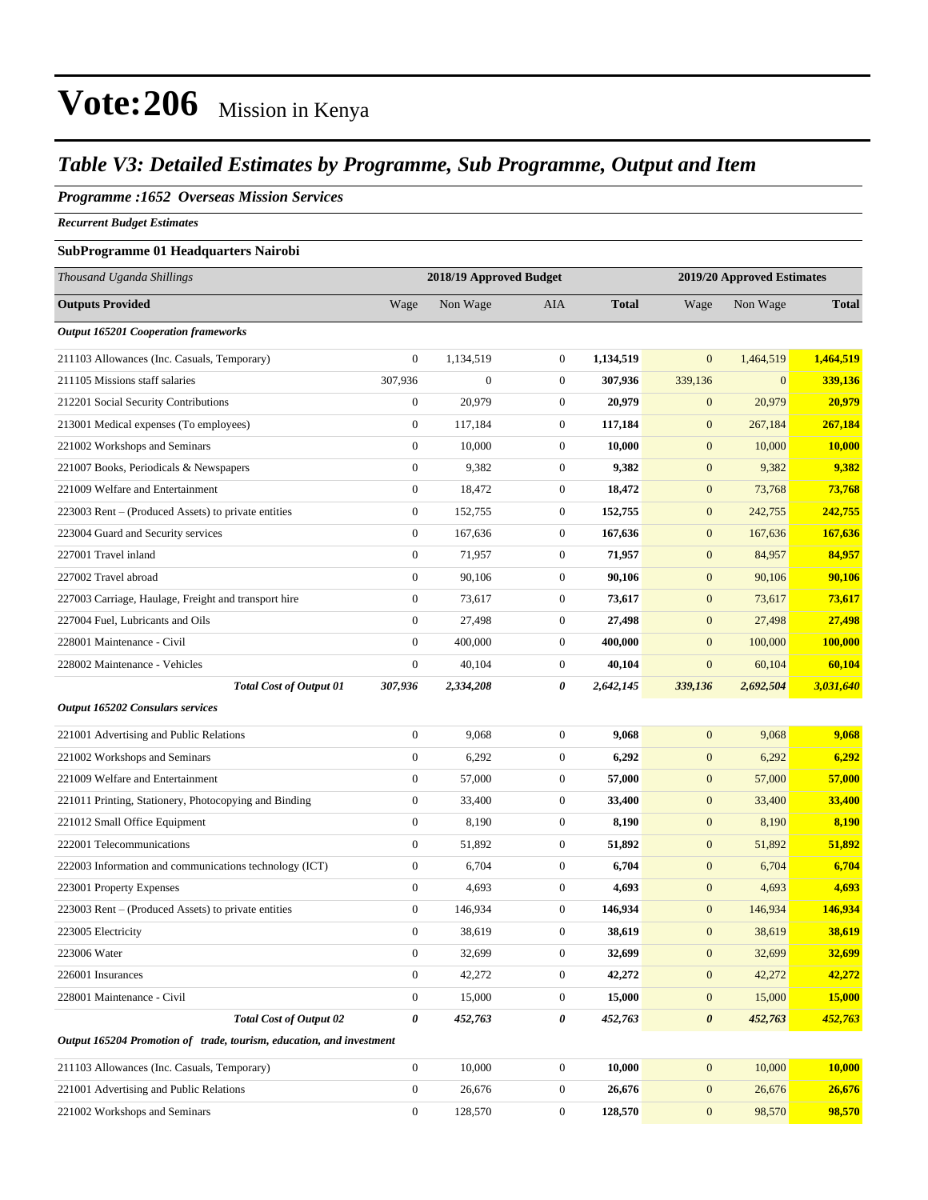# Vote:206 Mission in Kenya

## *Table V3: Detailed Estimates by Programme, Sub Programme, Output and Item*

### *Programme :1652 Overseas Mission Services*

***Recurrent Budget Estimates***

**SubProgramme 01 Headquarters Nairobi**

| *Thousand Uganda Shillings* | 2018/19 Approved Budget | | | | 2019/20 Approved Estimates | | |
|---|---|---|---|---|---|---|---|
| **Outputs Provided** | Wage | Non Wage | AIA | **Total** | Wage | Non Wage | **Total** |
| ***Output 165201 Cooperation frameworks*** | | | | | | | |
| 211103 Allowances (Inc. Casuals, Temporary) | 0 | 1,134,519 | 0 | **1,134,519** | 0 | 1,464,519 | **1,464,519** |
| 211105 Missions staff salaries | 307,936 | 0 | 0 | **307,936** | 339,136 | 0 | **339,136** |
| 212201 Social Security Contributions | 0 | 20,979 | 0 | **20,979** | 0 | 20,979 | **20,979** |
| 213001 Medical expenses (To employees) | 0 | 117,184 | 0 | **117,184** | 0 | 267,184 | **267,184** |
| 221002 Workshops and Seminars | 0 | 10,000 | 0 | **10,000** | 0 | 10,000 | **10,000** |
| 221007 Books, Periodicals & Newspapers | 0 | 9,382 | 0 | **9,382** | 0 | 9,382 | **9,382** |
| 221009 Welfare and Entertainment | 0 | 18,472 | 0 | **18,472** | 0 | 73,768 | **73,768** |
| 223003 Rent – (Produced Assets) to private entities | 0 | 152,755 | 0 | **152,755** | 0 | 242,755 | **242,755** |
| 223004 Guard and Security services | 0 | 167,636 | 0 | **167,636** | 0 | 167,636 | **167,636** |
| 227001 Travel inland | 0 | 71,957 | 0 | **71,957** | 0 | 84,957 | **84,957** |
| 227002 Travel abroad | 0 | 90,106 | 0 | **90,106** | 0 | 90,106 | **90,106** |
| 227003 Carriage, Haulage, Freight and transport hire | 0 | 73,617 | 0 | **73,617** | 0 | 73,617 | **73,617** |
| 227004 Fuel, Lubricants and Oils | 0 | 27,498 | 0 | **27,498** | 0 | 27,498 | **27,498** |
| 228001 Maintenance - Civil | 0 | 400,000 | 0 | **400,000** | 0 | 100,000 | **100,000** |
| 228002 Maintenance - Vehicles | 0 | 40,104 | 0 | **40,104** | 0 | 60,104 | **60,104** |
| ***Total Cost of Output 01*** | ***307,936*** | ***2,334,208*** | ***0*** | ***2,642,145*** | ***339,136*** | ***2,692,504*** | ***3,031,640*** |
| ***Output 165202 Consulars services*** | | | | | | | |
| 221001 Advertising and Public Relations | 0 | 9,068 | 0 | **9,068** | 0 | 9,068 | **9,068** |
| 221002 Workshops and Seminars | 0 | 6,292 | 0 | **6,292** | 0 | 6,292 | **6,292** |
| 221009 Welfare and Entertainment | 0 | 57,000 | 0 | **57,000** | 0 | 57,000 | **57,000** |
| 221011 Printing, Stationery, Photocopying and Binding | 0 | 33,400 | 0 | **33,400** | 0 | 33,400 | **33,400** |
| 221012 Small Office Equipment | 0 | 8,190 | 0 | **8,190** | 0 | 8,190 | **8,190** |
| 222001 Telecommunications | 0 | 51,892 | 0 | **51,892** | 0 | 51,892 | **51,892** |
| 222003 Information and communications technology (ICT) | 0 | 6,704 | 0 | **6,704** | 0 | 6,704 | **6,704** |
| 223001 Property Expenses | 0 | 4,693 | 0 | **4,693** | 0 | 4,693 | **4,693** |
| 223003 Rent – (Produced Assets) to private entities | 0 | 146,934 | 0 | **146,934** | 0 | 146,934 | **146,934** |
| 223005 Electricity | 0 | 38,619 | 0 | **38,619** | 0 | 38,619 | **38,619** |
| 223006 Water | 0 | 32,699 | 0 | **32,699** | 0 | 32,699 | **32,699** |
| 226001 Insurances | 0 | 42,272 | 0 | **42,272** | 0 | 42,272 | **42,272** |
| 228001 Maintenance - Civil | 0 | 15,000 | 0 | **15,000** | 0 | 15,000 | **15,000** |
| ***Total Cost of Output 02*** | ***0*** | ***452,763*** | ***0*** | ***452,763*** | ***0*** | ***452,763*** | ***452,763*** |
| ***Output 165204 Promotion of trade, tourism, education, and investment*** | | | | | | | |
| 211103 Allowances (Inc. Casuals, Temporary) | 0 | 10,000 | 0 | **10,000** | 0 | 10,000 | **10,000** |
| 221001 Advertising and Public Relations | 0 | 26,676 | 0 | **26,676** | 0 | 26,676 | **26,676** |
| 221002 Workshops and Seminars | 0 | 128,570 | 0 | **128,570** | 0 | 98,570 | **98,570** |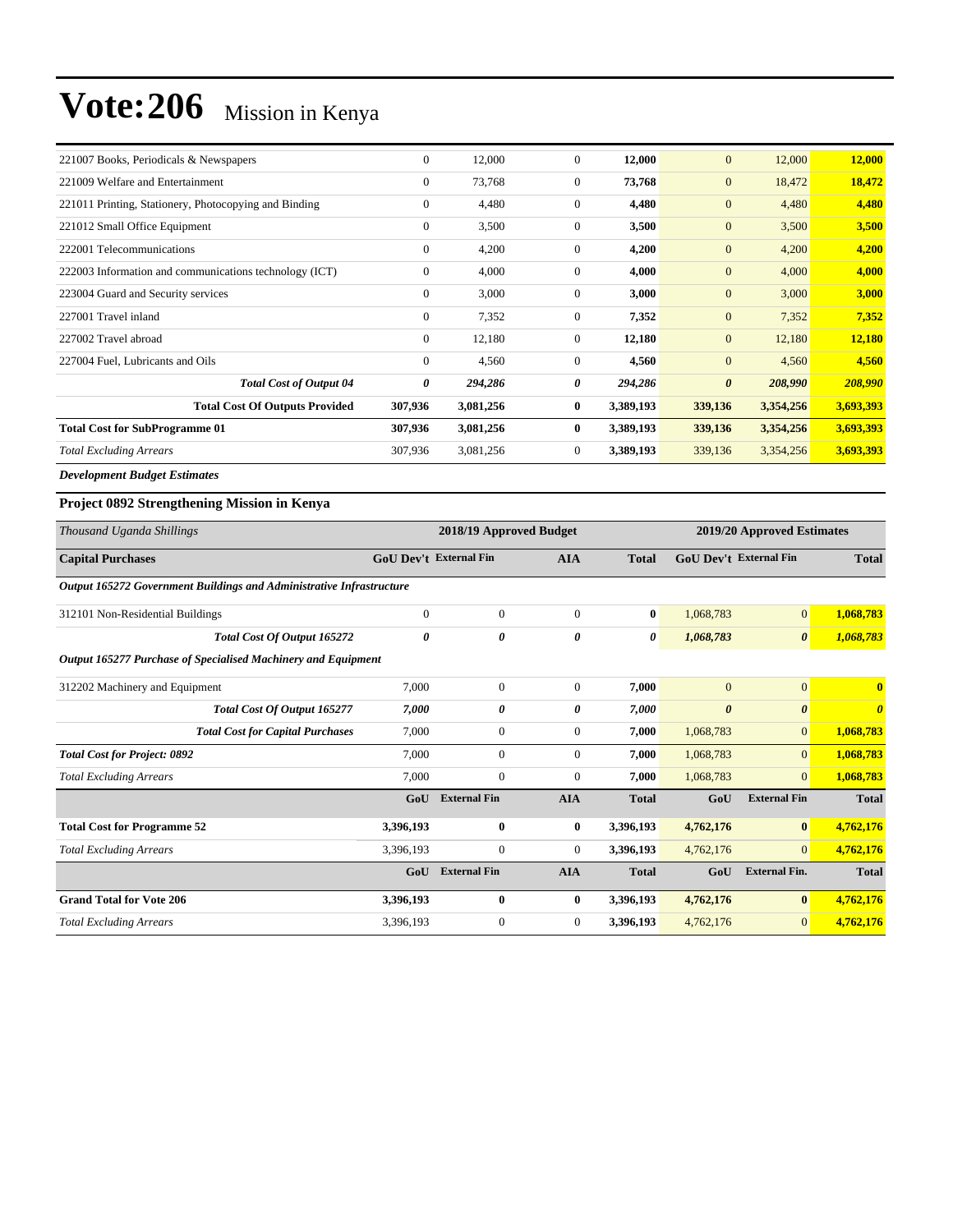# Vote:206 Mission in Kenya

| | | | | | | | |
|---|---|---|---|---|---|---|---|
| 221007 Books, Periodicals & Newspapers | 0 | 12,000 | 0 | **12,000** | 0 | 12,000 | **12,000** |
| 221009 Welfare and Entertainment | 0 | 73,768 | 0 | **73,768** | 0 | 18,472 | **18,472** |
| 221011 Printing, Stationery, Photocopying and Binding | 0 | 4,480 | 0 | **4,480** | 0 | 4,480 | **4,480** |
| 221012 Small Office Equipment | 0 | 3,500 | 0 | **3,500** | 0 | 3,500 | **3,500** |
| 222001 Telecommunications | 0 | 4,200 | 0 | **4,200** | 0 | 4,200 | **4,200** |
| 222003 Information and communications technology (ICT) | 0 | 4,000 | 0 | **4,000** | 0 | 4,000 | **4,000** |
| 223004 Guard and Security services | 0 | 3,000 | 0 | **3,000** | 0 | 3,000 | **3,000** |
| 227001 Travel inland | 0 | 7,352 | 0 | **7,352** | 0 | 7,352 | **7,352** |
| 227002 Travel abroad | 0 | 12,180 | 0 | **12,180** | 0 | 12,180 | **12,180** |
| 227004 Fuel, Lubricants and Oils | 0 | 4,560 | 0 | **4,560** | 0 | 4,560 | **4,560** |
| ***Total Cost of Output 04*** | ***0*** | ***294,286*** | ***0*** | ***294,286*** | ***0*** | ***208,990*** | ***208,990*** |
| **Total Cost Of Outputs Provided** | **307,936** | **3,081,256** | **0** | **3,389,193** | **339,136** | **3,354,256** | **3,693,393** |
| **Total Cost for SubProgramme 01** | **307,936** | **3,081,256** | **0** | **3,389,193** | **339,136** | **3,354,256** | **3,693,393** |
| *Total Excluding Arrears* | 307,936 | 3,081,256 | 0 | **3,389,193** | 339,136 | 3,354,256 | **3,693,393** |

***Development Budget Estimates***

### Project 0892 Strengthening Mission in Kenya

| *Thousand Uganda Shillings* | 2018/19 Approved Budget | | | | 2019/20 Approved Estimates | | |
|---|---|---|---|---|---|---|---|
| **Capital Purchases** | **GoU Dev't** | **External Fin** | **AIA** | **Total** | **GoU Dev't** | **External Fin** | **Total** |
| ***Output 165272 Government Buildings and Administrative Infrastructure*** | | | | | | | |
| 312101 Non-Residential Buildings | 0 | 0 | 0 | **0** | 1,068,783 | 0 | **1,068,783** |
| ***Total Cost Of Output 165272*** | ***0*** | ***0*** | ***0*** | ***0*** | ***1,068,783*** | ***0*** | ***1,068,783*** |
| ***Output 165277 Purchase of Specialised Machinery and Equipment*** | | | | | | | |
| 312202 Machinery and Equipment | 7,000 | 0 | 0 | **7,000** | 0 | 0 | **0** |
| ***Total Cost Of Output 165277*** | ***7,000*** | ***0*** | ***0*** | ***7,000*** | ***0*** | ***0*** | ***0*** |
| ***Total Cost for Capital Purchases*** | 7,000 | 0 | 0 | **7,000** | 1,068,783 | 0 | **1,068,783** |
| ***Total Cost for Project: 0892*** | 7,000 | 0 | 0 | **7,000** | 1,068,783 | 0 | **1,068,783** |
| *Total Excluding Arrears* | 7,000 | 0 | 0 | **7,000** | 1,068,783 | 0 | **1,068,783** |
| | **GoU** | **External Fin** | **AIA** | **Total** | **GoU** | **External Fin** | **Total** |
| **Total Cost for Programme 52** | **3,396,193** | **0** | **0** | **3,396,193** | **4,762,176** | **0** | **4,762,176** |
| *Total Excluding Arrears* | 3,396,193 | 0 | 0 | **3,396,193** | 4,762,176 | 0 | **4,762,176** |
| | **GoU** | **External Fin** | **AIA** | **Total** | **GoU** | **External Fin.** | **Total** |
| **Grand Total for Vote 206** | **3,396,193** | **0** | **0** | **3,396,193** | **4,762,176** | **0** | **4,762,176** |
| *Total Excluding Arrears* | 3,396,193 | 0 | 0 | **3,396,193** | 4,762,176 | 0 | **4,762,176** |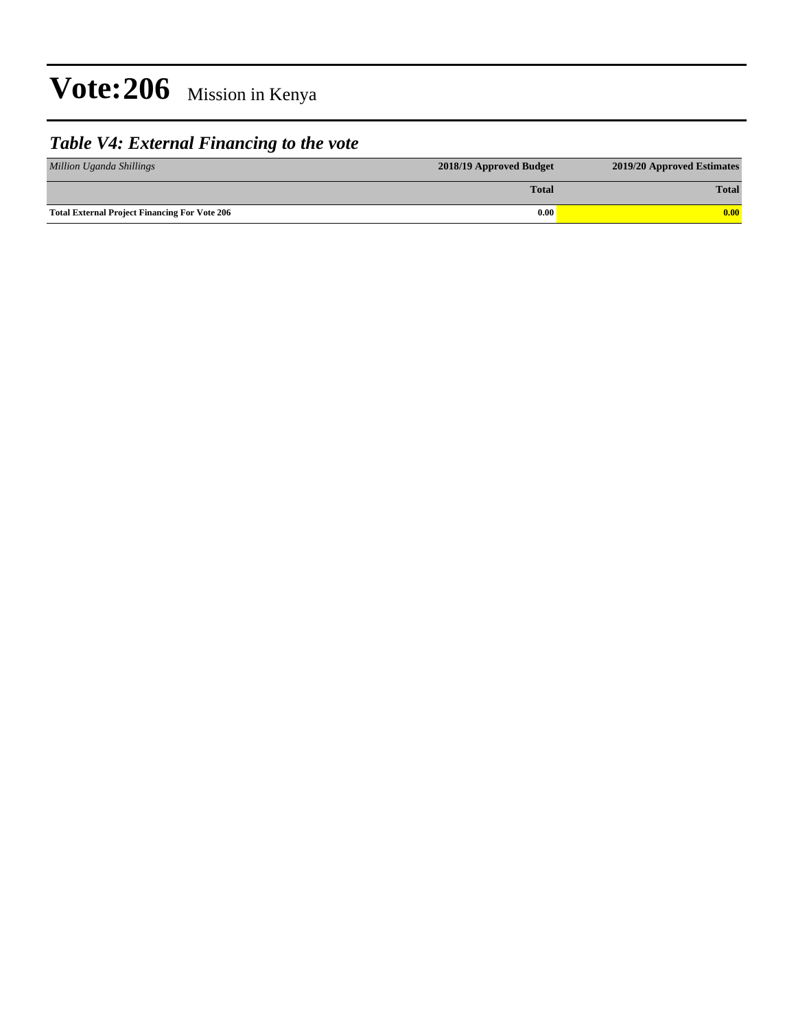# Vote:206 Mission in Kenya

## *Table V4: External Financing to the vote*

| *Million Uganda Shillings* | 2018/19 Approved Budget | 2019/20 Approved Estimates |
|---|---|---|
| | **Total** | **Total** |
| **Total External Project Financing For Vote 206** | **0.00** | **0.00** |